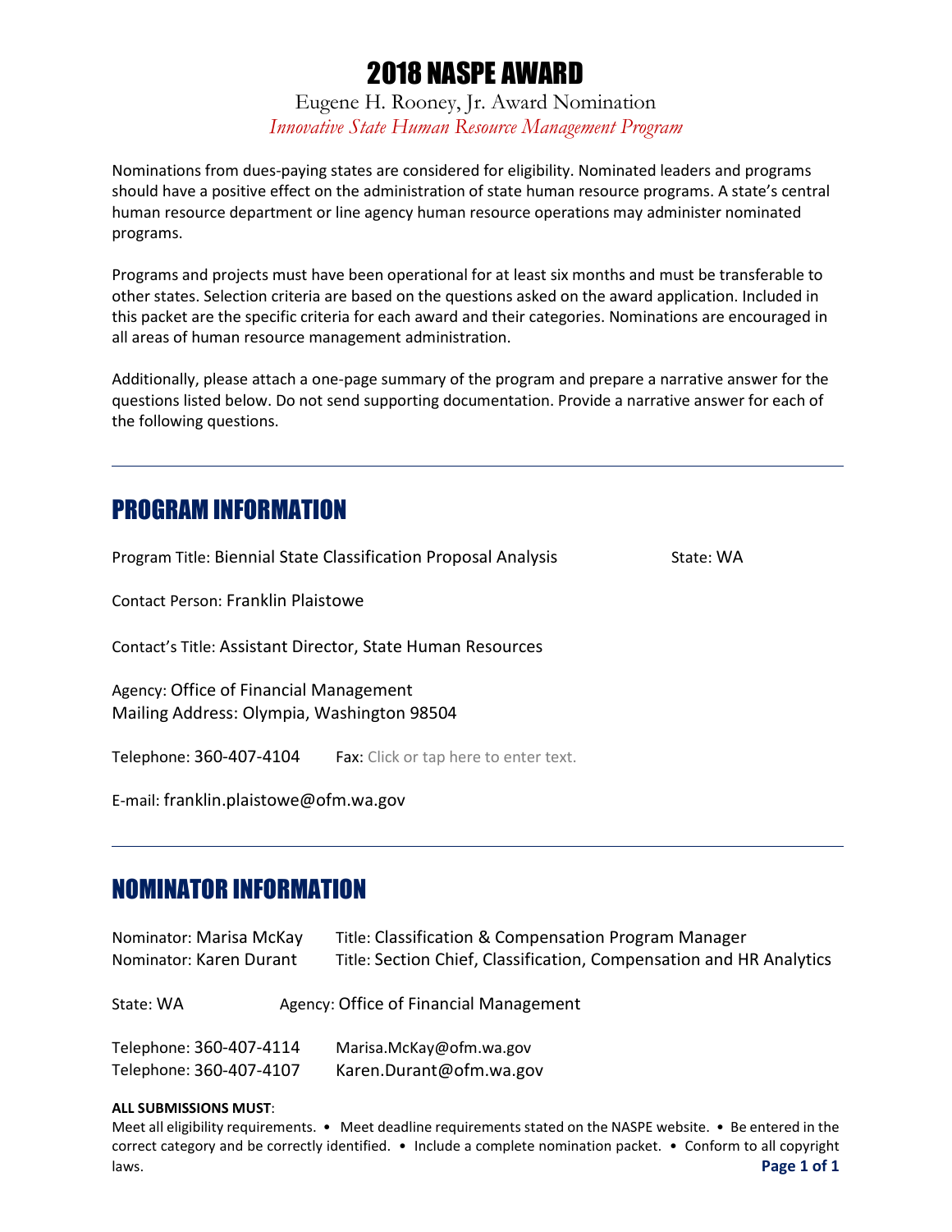# 2018 NASPE AWARD

Eugene H. Rooney, Jr. Award Nomination

*Innovative State Human Resource Management Program*

Nominations from dues-paying states are considered for eligibility. Nominated leaders and programs should have a positive effect on the administration of state human resource programs. A state's central human resource department or line agency human resource operations may administer nominated programs.

Programs and projects must have been operational for at least six months and must be transferable to other states. Selection criteria are based on the questions asked on the award application. Included in this packet are the specific criteria for each award and their categories. Nominations are encouraged in all areas of human resource management administration.

Additionally, please attach a one-page summary of the program and prepare a narrative answer for the questions listed below. Do not send supporting documentation. Provide a narrative answer for each of the following questions.

---

## PROGRAM INFORMATION

Program Title: Biennial State Classification Proposal Analysis State: WA

Contact Person: Franklin Plaistowe

Contact's Title: Assistant Director, State Human Resources

Agency: Office of Financial Management
Mailing Address: Olympia, Washington 98504

Telephone: 360-407-4104 Fax: Click or tap here to enter text.

E-mail: franklin.plaistowe@ofm.wa.gov

---

## NOMINATOR INFORMATION

Nominator: Marisa McKay Title: Classification & Compensation Program Manager
Nominator: Karen Durant Title: Section Chief, Classification, Compensation and HR Analytics

State: WA Agency: Office of Financial Management

Telephone: 360-407-4114 Marisa.McKay@ofm.wa.gov
Telephone: 360-407-4107 Karen.Durant@ofm.wa.gov

**ALL SUBMISSIONS MUST**:
Meet all eligibility requirements. • Meet deadline requirements stated on the NASPE website. • Be entered in the correct category and be correctly identified. • Include a complete nomination packet. • Conform to all copyright laws.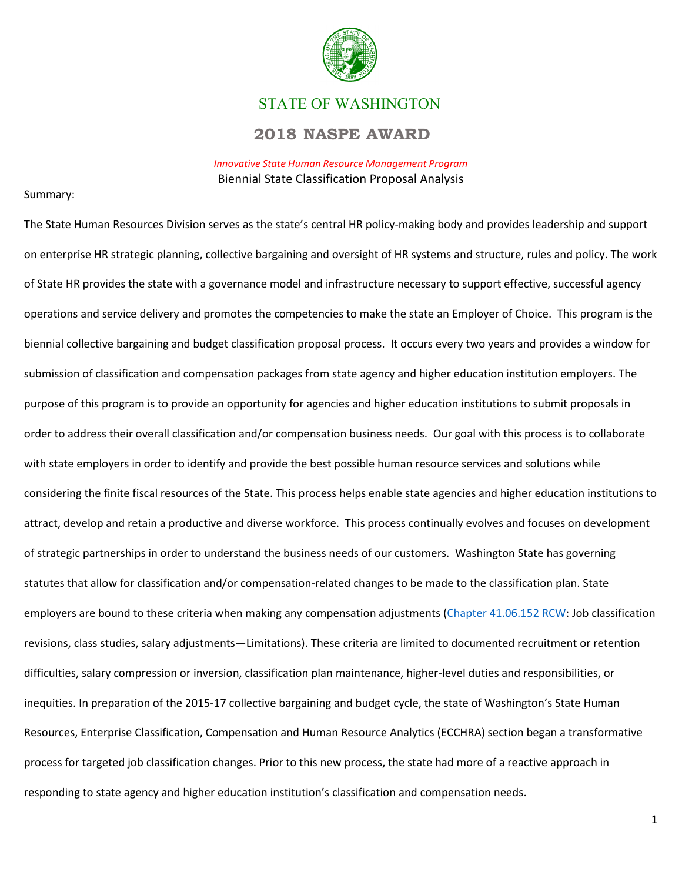# STATE OF WASHINGTON

## 2018 NASPE AWARD

*Innovative State Human Resource Management Program*

Biennial State Classification Proposal Analysis

Summary:

The State Human Resources Division serves as the state's central HR policy-making body and provides leadership and support on enterprise HR strategic planning, collective bargaining and oversight of HR systems and structure, rules and policy. The work of State HR provides the state with a governance model and infrastructure necessary to support effective, successful agency operations and service delivery and promotes the competencies to make the state an Employer of Choice. This program is the biennial collective bargaining and budget classification proposal process. It occurs every two years and provides a window for submission of classification and compensation packages from state agency and higher education institution employers. The purpose of this program is to provide an opportunity for agencies and higher education institutions to submit proposals in order to address their overall classification and/or compensation business needs. Our goal with this process is to collaborate with state employers in order to identify and provide the best possible human resource services and solutions while considering the finite fiscal resources of the State. This process helps enable state agencies and higher education institutions to attract, develop and retain a productive and diverse workforce. This process continually evolves and focuses on development of strategic partnerships in order to understand the business needs of our customers. Washington State has governing statutes that allow for classification and/or compensation-related changes to be made to the classification plan. State employers are bound to these criteria when making any compensation adjustments (Chapter 41.06.152 RCW: Job classification revisions, class studies, salary adjustments—Limitations). These criteria are limited to documented recruitment or retention difficulties, salary compression or inversion, classification plan maintenance, higher-level duties and responsibilities, or inequities. In preparation of the 2015-17 collective bargaining and budget cycle, the state of Washington's State Human Resources, Enterprise Classification, Compensation and Human Resource Analytics (ECCHRA) section began a transformative process for targeted job classification changes. Prior to this new process, the state had more of a reactive approach in responding to state agency and higher education institution's classification and compensation needs.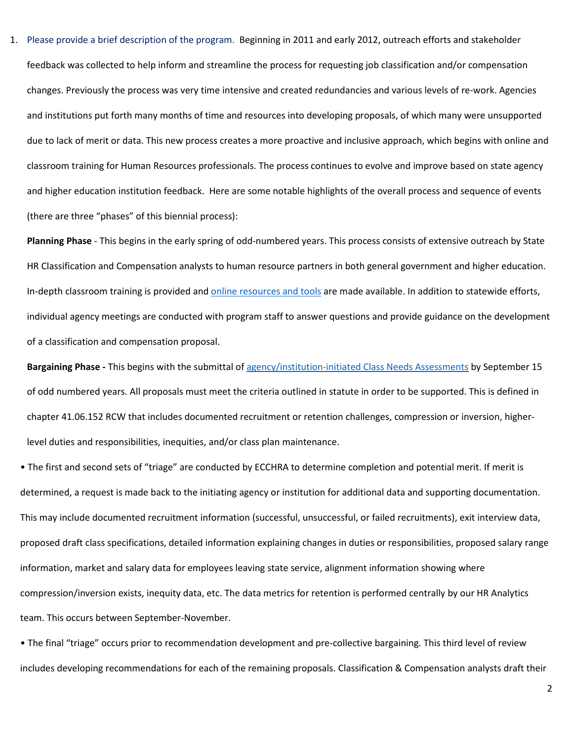1. Please provide a brief description of the program. Beginning in 2011 and early 2012, outreach efforts and stakeholder feedback was collected to help inform and streamline the process for requesting job classification and/or compensation changes. Previously the process was very time intensive and created redundancies and various levels of re-work. Agencies and institutions put forth many months of time and resources into developing proposals, of which many were unsupported due to lack of merit or data. This new process creates a more proactive and inclusive approach, which begins with online and classroom training for Human Resources professionals. The process continues to evolve and improve based on state agency and higher education institution feedback. Here are some notable highlights of the overall process and sequence of events (there are three "phases" of this biennial process):

   **Planning Phase** - This begins in the early spring of odd-numbered years. This process consists of extensive outreach by State HR Classification and Compensation analysts to human resource partners in both general government and higher education. In-depth classroom training is provided and [online resources and tools]() are made available. In addition to statewide efforts, individual agency meetings are conducted with program staff to answer questions and provide guidance on the development of a classification and compensation proposal.

   **Bargaining Phase -** This begins with the submittal of [agency/institution-initiated Class Needs Assessments]() by September 15 of odd numbered years. All proposals must meet the criteria outlined in statute in order to be supported. This is defined in chapter 41.06.152 RCW that includes documented recruitment or retention challenges, compression or inversion, higher-level duties and responsibilities, inequities, and/or class plan maintenance.

- The first and second sets of "triage" are conducted by ECCHRA to determine completion and potential merit. If merit is determined, a request is made back to the initiating agency or institution for additional data and supporting documentation. This may include documented recruitment information (successful, unsuccessful, or failed recruitments), exit interview data, proposed draft class specifications, detailed information explaining changes in duties or responsibilities, proposed salary range information, market and salary data for employees leaving state service, alignment information showing where compression/inversion exists, inequity data, etc. The data metrics for retention is performed centrally by our HR Analytics team. This occurs between September-November.
- The final "triage" occurs prior to recommendation development and pre-collective bargaining. This third level of review includes developing recommendations for each of the remaining proposals. Classification & Compensation analysts draft their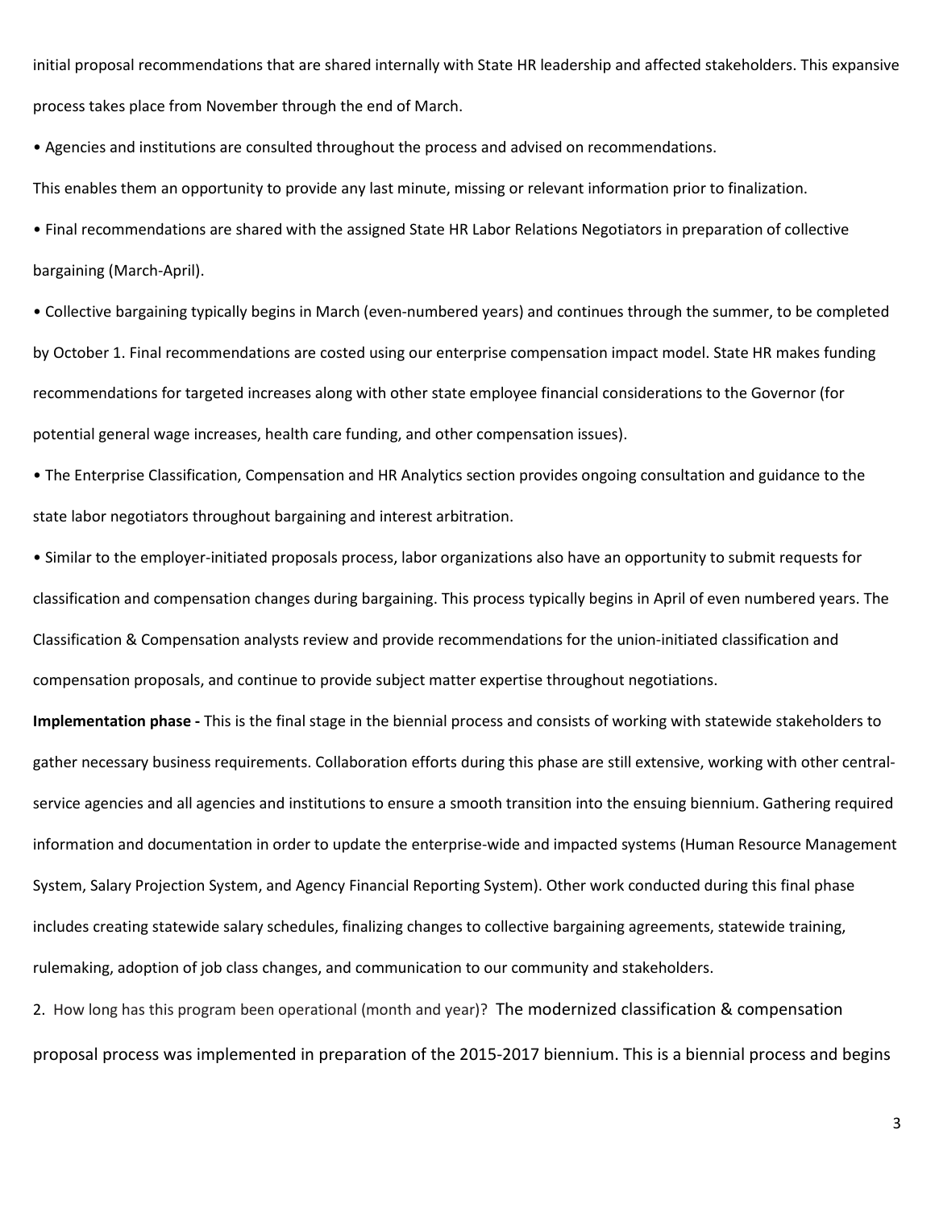initial proposal recommendations that are shared internally with State HR leadership and affected stakeholders. This expansive process takes place from November through the end of March.

- Agencies and institutions are consulted throughout the process and advised on recommendations.

This enables them an opportunity to provide any last minute, missing or relevant information prior to finalization.

- Final recommendations are shared with the assigned State HR Labor Relations Negotiators in preparation of collective bargaining (March-April).
- Collective bargaining typically begins in March (even-numbered years) and continues through the summer, to be completed by October 1. Final recommendations are costed using our enterprise compensation impact model. State HR makes funding recommendations for targeted increases along with other state employee financial considerations to the Governor (for potential general wage increases, health care funding, and other compensation issues).
- The Enterprise Classification, Compensation and HR Analytics section provides ongoing consultation and guidance to the state labor negotiators throughout bargaining and interest arbitration.
- Similar to the employer-initiated proposals process, labor organizations also have an opportunity to submit requests for classification and compensation changes during bargaining. This process typically begins in April of even numbered years. The Classification & Compensation analysts review and provide recommendations for the union-initiated classification and compensation proposals, and continue to provide subject matter expertise throughout negotiations.

**Implementation phase -** This is the final stage in the biennial process and consists of working with statewide stakeholders to gather necessary business requirements. Collaboration efforts during this phase are still extensive, working with other central-service agencies and all agencies and institutions to ensure a smooth transition into the ensuing biennium. Gathering required information and documentation in order to update the enterprise-wide and impacted systems (Human Resource Management System, Salary Projection System, and Agency Financial Reporting System). Other work conducted during this final phase includes creating statewide salary schedules, finalizing changes to collective bargaining agreements, statewide training, rulemaking, adoption of job class changes, and communication to our community and stakeholders.

2. How long has this program been operational (month and year)? The modernized classification & compensation proposal process was implemented in preparation of the 2015-2017 biennium. This is a biennial process and begins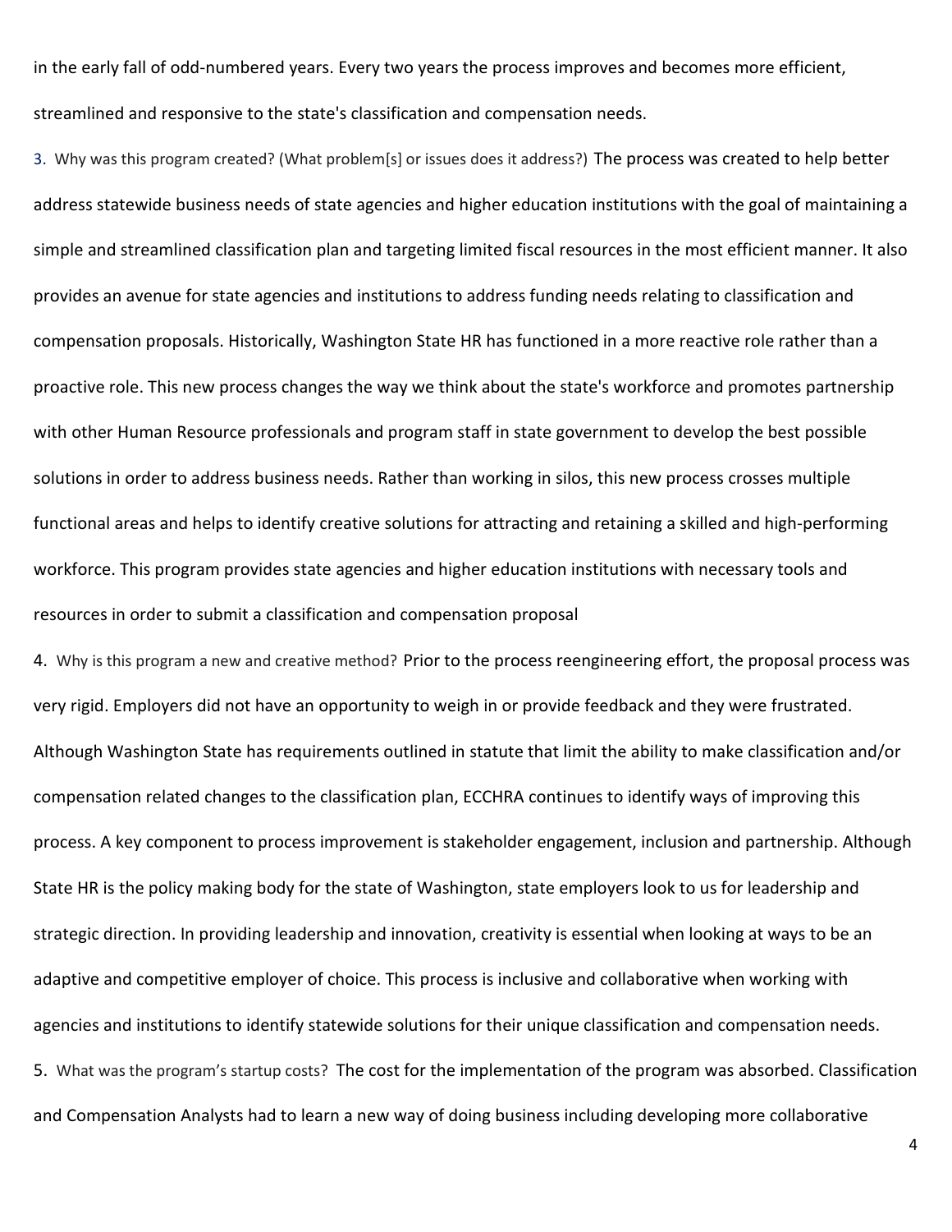in the early fall of odd-numbered years. Every two years the process improves and becomes more efficient, streamlined and responsive to the state's classification and compensation needs.

3. Why was this program created? (What problem[s] or issues does it address?) The process was created to help better address statewide business needs of state agencies and higher education institutions with the goal of maintaining a simple and streamlined classification plan and targeting limited fiscal resources in the most efficient manner. It also provides an avenue for state agencies and institutions to address funding needs relating to classification and compensation proposals. Historically, Washington State HR has functioned in a more reactive role rather than a proactive role. This new process changes the way we think about the state's workforce and promotes partnership with other Human Resource professionals and program staff in state government to develop the best possible solutions in order to address business needs. Rather than working in silos, this new process crosses multiple functional areas and helps to identify creative solutions for attracting and retaining a skilled and high-performing workforce. This program provides state agencies and higher education institutions with necessary tools and resources in order to submit a classification and compensation proposal

4. Why is this program a new and creative method? Prior to the process reengineering effort, the proposal process was very rigid. Employers did not have an opportunity to weigh in or provide feedback and they were frustrated. Although Washington State has requirements outlined in statute that limit the ability to make classification and/or compensation related changes to the classification plan, ECCHRA continues to identify ways of improving this process. A key component to process improvement is stakeholder engagement, inclusion and partnership. Although State HR is the policy making body for the state of Washington, state employers look to us for leadership and strategic direction. In providing leadership and innovation, creativity is essential when looking at ways to be an adaptive and competitive employer of choice. This process is inclusive and collaborative when working with agencies and institutions to identify statewide solutions for their unique classification and compensation needs.

5. What was the program's startup costs? The cost for the implementation of the program was absorbed. Classification and Compensation Analysts had to learn a new way of doing business including developing more collaborative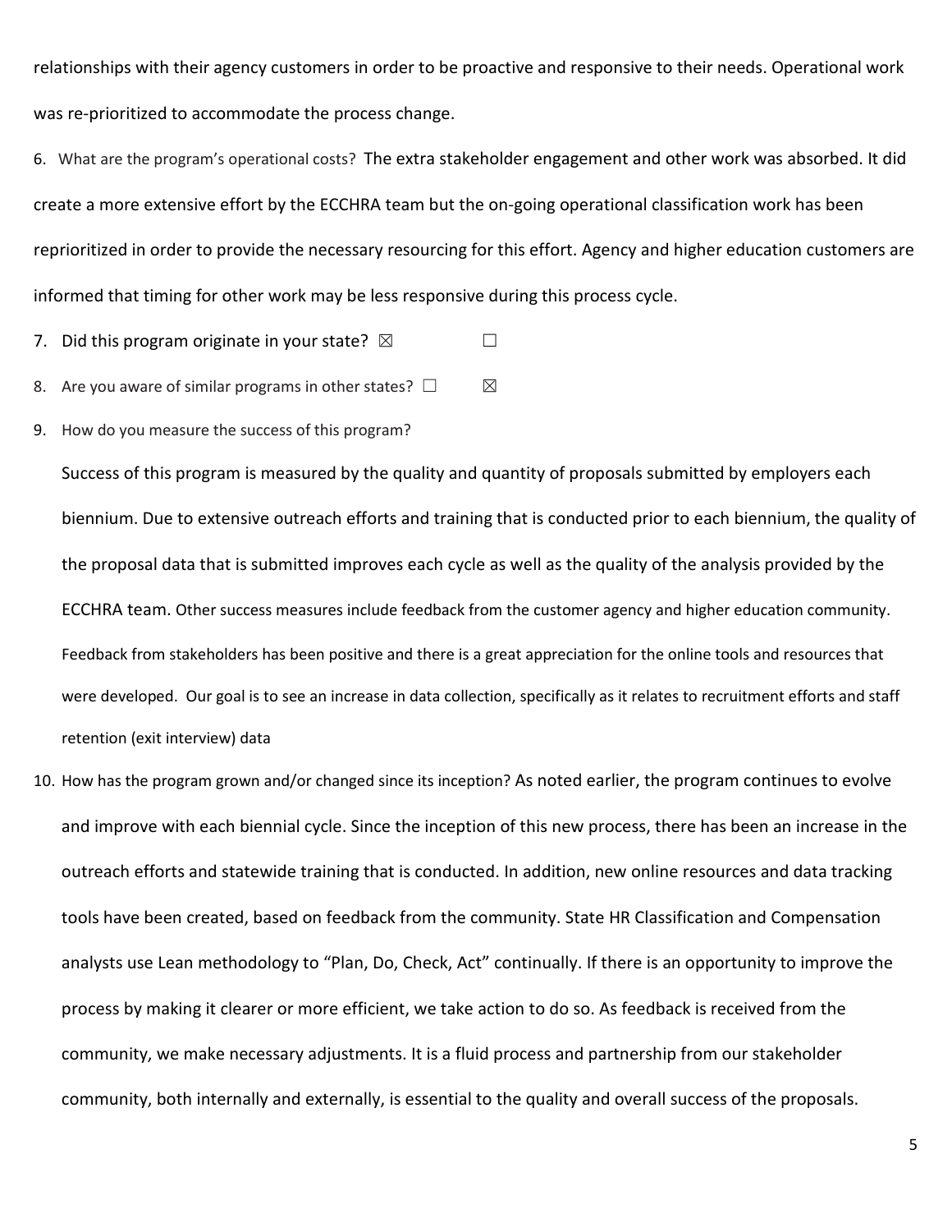relationships with their agency customers in order to be proactive and responsive to their needs. Operational work was re-prioritized to accommodate the process change.

6. What are the program's operational costs? The extra stakeholder engagement and other work was absorbed. It did create a more extensive effort by the ECCHRA team but the on-going operational classification work has been reprioritized in order to provide the necessary resourcing for this effort. Agency and higher education customers are informed that timing for other work may be less responsive during this process cycle.

7. Did this program originate in your state? ☒ ☐

8. Are you aware of similar programs in other states? ☐ ☒

9. How do you measure the success of this program?

   Success of this program is measured by the quality and quantity of proposals submitted by employers each biennium. Due to extensive outreach efforts and training that is conducted prior to each biennium, the quality of the proposal data that is submitted improves each cycle as well as the quality of the analysis provided by the ECCHRA team. Other success measures include feedback from the customer agency and higher education community. Feedback from stakeholders has been positive and there is a great appreciation for the online tools and resources that were developed. Our goal is to see an increase in data collection, specifically as it relates to recruitment efforts and staff retention (exit interview) data

10. How has the program grown and/or changed since its inception? As noted earlier, the program continues to evolve and improve with each biennial cycle. Since the inception of this new process, there has been an increase in the outreach efforts and statewide training that is conducted. In addition, new online resources and data tracking tools have been created, based on feedback from the community. State HR Classification and Compensation analysts use Lean methodology to "Plan, Do, Check, Act" continually. If there is an opportunity to improve the process by making it clearer or more efficient, we take action to do so. As feedback is received from the community, we make necessary adjustments. It is a fluid process and partnership from our stakeholder community, both internally and externally, is essential to the quality and overall success of the proposals.